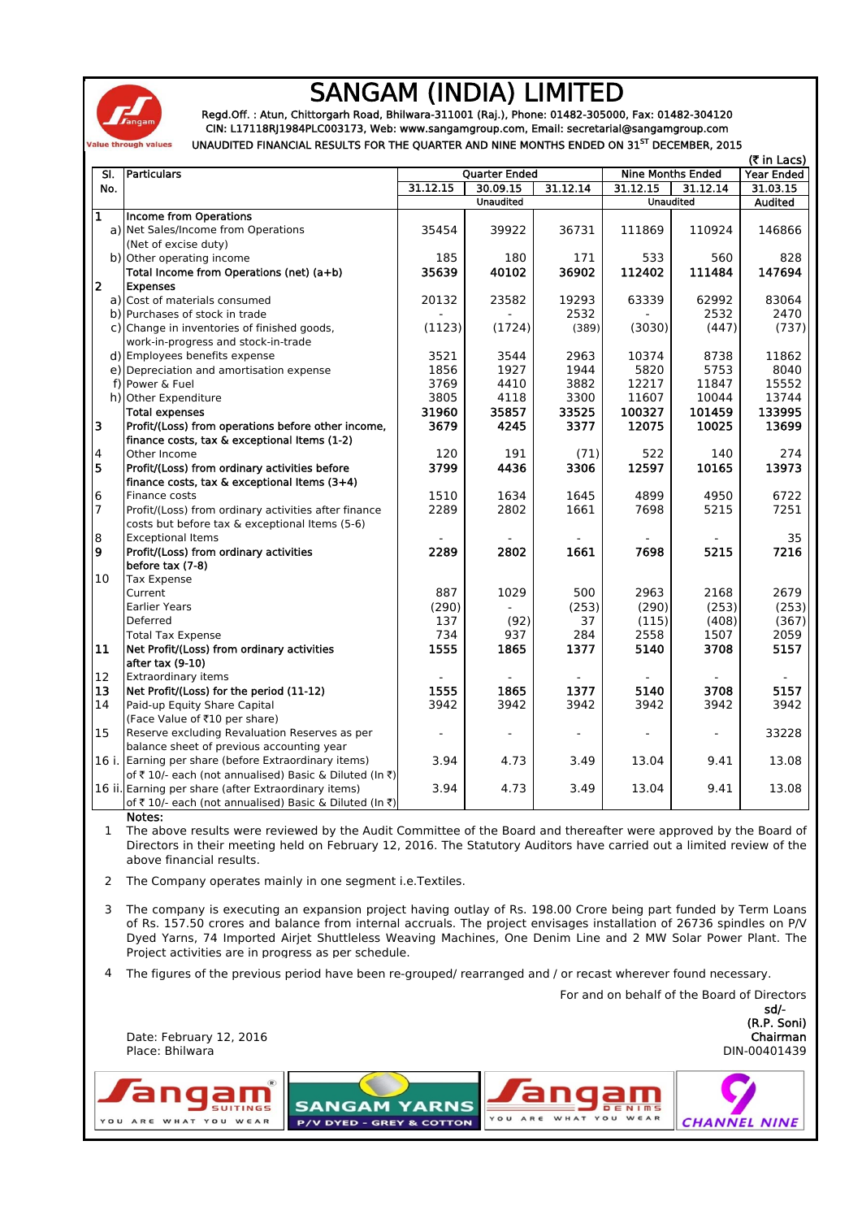# SANGAM (INDIA) LIMITED

Regd.Off. : Atun, Chittorgarh Road, Bhilwara-311001 (Raj.), Phone: 01482-305000, Fax: 01482-304120
CIN: L17118RJ1984PLC003173, Web: www.sangamgroup.com, Email: secretarial@sangamgroup.com

Value through values

UNAUDITED FINANCIAL RESULTS FOR THE QUARTER AND NINE MONTHS ENDED ON 31ST DECEMBER, 2015

(₹ in Lacs)

| Sl. No. | Particulars | Quarter Ended | | | Nine Months Ended | | Year Ended |
|---|---|---|---|---|---|---|---|
| | | 31.12.15 | 30.09.15 | 31.12.14 | 31.12.15 | 31.12.14 | 31.03.15 |
| | | Unaudited | | | Unaudited | | Audited |
| 1 | **Income from Operations** | | | | | | |
| a) | Net Sales/Income from Operations (Net of excise duty) | 35454 | 39922 | 36731 | 111869 | 110924 | 146866 |
| b) | Other operating income | 185 | 180 | 171 | 533 | 560 | 828 |
| | **Total Income from Operations (net) (a+b)** | **35639** | **40102** | **36902** | **112402** | **111484** | **147694** |
| 2 | **Expenses** | | | | | | |
| a) | Cost of materials consumed | 20132 | 23582 | 19293 | 63339 | 62992 | 83064 |
| b) | Purchases of stock in trade | - | - | 2532 | - | 2532 | 2470 |
| c) | Change in inventories of finished goods, work-in-progress and stock-in-trade | (1123) | (1724) | (389) | (3030) | (447) | (737) |
| d) | Employees benefits expense | 3521 | 3544 | 2963 | 10374 | 8738 | 11862 |
| e) | Depreciation and amortisation expense | 1856 | 1927 | 1944 | 5820 | 5753 | 8040 |
| f) | Power & Fuel | 3769 | 4410 | 3882 | 12217 | 11847 | 15552 |
| h) | Other Expenditure | 3805 | 4118 | 3300 | 11607 | 10044 | 13744 |
| | **Total expenses** | **31960** | **35857** | **33525** | **100327** | **101459** | **133995** |
| 3 | **Profit/(Loss) from operations before other income, finance costs, tax & exceptional Items (1-2)** | **3679** | **4245** | **3377** | **12075** | **10025** | **13699** |
| 4 | Other Income | 120 | 191 | (71) | 522 | 140 | 274 |
| 5 | **Profit/(Loss) from ordinary activities before finance costs, tax & exceptional Items (3+4)** | **3799** | **4436** | **3306** | **12597** | **10165** | **13973** |
| 6 | Finance costs | 1510 | 1634 | 1645 | 4899 | 4950 | 6722 |
| 7 | Profit/(Loss) from ordinary activities after finance costs but before tax & exceptional Items (5-6) | 2289 | 2802 | 1661 | 7698 | 5215 | 7251 |
| 8 | Exceptional Items | - | - | - | - | - | 35 |
| 9 | **Profit/(Loss) from ordinary activities before tax (7-8)** | **2289** | **2802** | **1661** | **7698** | **5215** | **7216** |
| 10 | Tax Expense | | | | | | |
| | Current | 887 | 1029 | 500 | 2963 | 2168 | 2679 |
| | Earlier Years | (290) | - | (253) | (290) | (253) | (253) |
| | Deferred | 137 | (92) | 37 | (115) | (408) | (367) |
| | Total Tax Expense | 734 | 937 | 284 | 2558 | 1507 | 2059 |
| 11 | **Net Profit/(Loss) from ordinary activities after tax (9-10)** | **1555** | **1865** | **1377** | **5140** | **3708** | **5157** |
| 12 | Extraordinary items | - | - | - | - | - | - |
| 13 | **Net Profit/(Loss) for the period (11-12)** | **1555** | **1865** | **1377** | **5140** | **3708** | **5157** |
| 14 | Paid-up Equity Share Capital (Face Value of ₹10 per share) | 3942 | 3942 | 3942 | 3942 | 3942 | 3942 |
| 15 | Reserve excluding Revaluation Reserves as per balance sheet of previous accounting year | - | - | - | - | - | 33228 |
| 16 i. | Earning per share (before Extraordinary items) of ₹ 10/- each (not annualised) Basic & Diluted (In ₹) | 3.94 | 4.73 | 3.49 | 13.04 | 9.41 | 13.08 |
| 16 ii. | Earning per share (after Extraordinary items) of ₹ 10/- each (not annualised) Basic & Diluted (In ₹) | 3.94 | 4.73 | 3.49 | 13.04 | 9.41 | 13.08 |

**Notes:**

1. The above results were reviewed by the Audit Committee of the Board and thereafter were approved by the Board of Directors in their meeting held on February 12, 2016. The Statutory Auditors have carried out a limited review of the above financial results.
2. The Company operates mainly in one segment i.e.Textiles.
3. The company is executing an expansion project having outlay of Rs. 198.00 Crore being part funded by Term Loans of Rs. 157.50 crores and balance from internal accruals. The project envisages installation of 26736 spindles on P/V Dyed Yarns, 74 Improved Airjet Shuttleless Weaving Machines, One Denim Line and 2 MW Solar Power Plant. The Project activities are in progress as per schedule.
4. The figures of the previous period have been re-grouped/ rearranged and / or recast wherever found necessary.

For and on behalf of the Board of Directors
sd/-
**(R.P. Soni)**
**Chairman**
DIN-00401439

Date: February 12, 2016
Place: Bhilwara

Sangam SUITINGS — YOU ARE WHAT YOU WEAR | SANGAM YARNS — P/V DYED - GREY & COTTON | Sangam DENIMS — YOU ARE WHAT YOU WEAR | CHANNEL NINE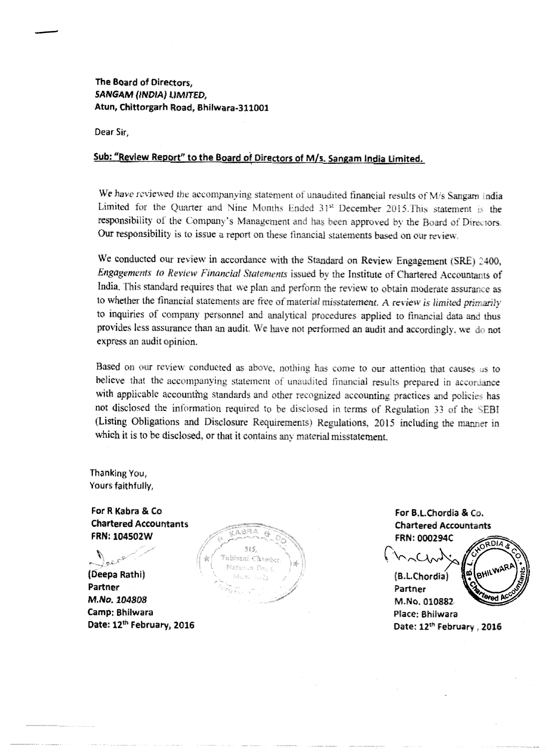**The Board of Directors,**
***SANGAM (INDIA) LIMITED,***
**Atun, Chittorgarh Road, Bhilwara-311001**

Dear Sir,

**Sub: "Review Report" to the Board of Directors of M/s. Sangam India Limited.**

We have reviewed the accompanying statement of unaudited financial results of M/s Sangam India Limited for the Quarter and Nine Months Ended 31st December 2015.This statement is the responsibility of the Company's Management and has been approved by the Board of Directors. Our responsibility is to issue a report on these financial statements based on our review.

We conducted our review in accordance with the Standard on Review Engagement (SRE) 2400, *Engagements to Review Financial Statements* issued by the Institute of Chartered Accountants of India. This standard requires that we plan and perform the review to obtain moderate assurance as to whether the financial statements are free of material misstatement. A review is limited primarily to inquiries of company personnel and analytical procedures applied to financial data and thus provides less assurance than an audit. We have not performed an audit and accordingly, we do not express an audit opinion.

Based on our review conducted as above, nothing has come to our attention that causes us to believe that the accompanying statement of unaudited financial results prepared in accordance with applicable accounting standards and other recognized accounting practices and policies has not disclosed the information required to be disclosed in terms of Regulation 33 of the SEBI (Listing Obligations and Disclosure Requirements) Regulations, 2015 including the manner in which it is to be disclosed, or that it contains any material misstatement.

Thanking You,
Yours faithfully,

**For R Kabra & Co**
**Chartered Accountants**
**FRN: 104502W**

**(Deepa Rathi)**
**Partner**
***M.No. 104808***
**Camp: Bhilwara**
**Date: 12th February, 2016**

**For B.L.Chordia & Co.**
**Chartered Accountants**
**FRN: 000294C**

**(B.L.Chordia)**
**Partner**
**M.No. 010882**
**Place: Bhilwara**
**Date: 12th February , 2016**